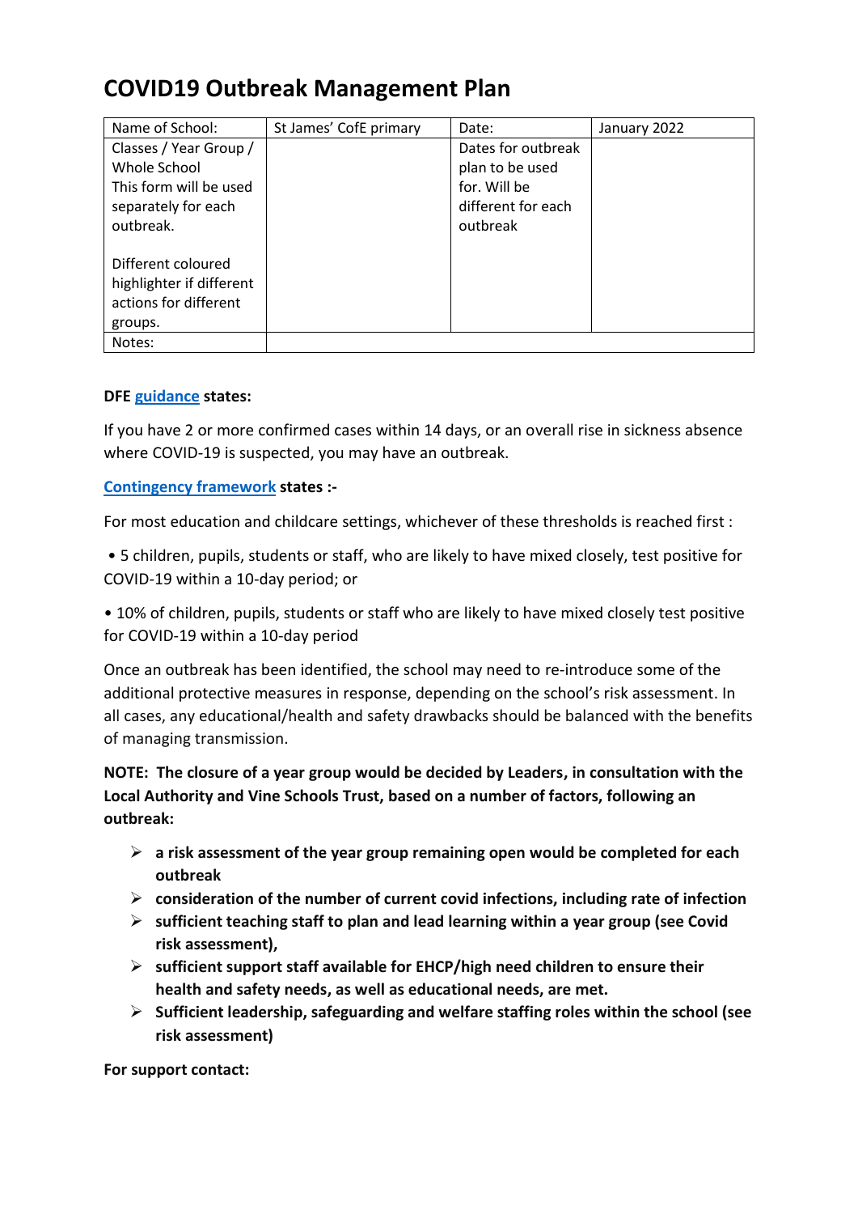# COVID19 Outbreak Management Plan

| Name of School: | St James' CofE primary | Date: | January 2022 |
|---|---|---|---|
| Classes / Year Group / Whole School<br>This form will be used separately for each outbreak.<br><br>Different coloured highlighter if different actions for different groups. | | Dates for outbreak plan to be used for. Will be different for each outbreak | |
| Notes: | | | |

**DFE guidance states:**

If you have 2 or more confirmed cases within 14 days, or an overall rise in sickness absence where COVID-19 is suspected, you may have an outbreak.

**Contingency framework states :-**

For most education and childcare settings, whichever of these thresholds is reached first :

- 5 children, pupils, students or staff, who are likely to have mixed closely, test positive for COVID-19 within a 10-day period; or
- 10% of children, pupils, students or staff who are likely to have mixed closely test positive for COVID-19 within a 10-day period

Once an outbreak has been identified, the school may need to re-introduce some of the additional protective measures in response, depending on the school's risk assessment. In all cases, any educational/health and safety drawbacks should be balanced with the benefits of managing transmission.

**NOTE: The closure of a year group would be decided by Leaders, in consultation with the Local Authority and Vine Schools Trust, based on a number of factors, following an outbreak:**

- **a risk assessment of the year group remaining open would be completed for each outbreak**
- **consideration of the number of current covid infections, including rate of infection**
- **sufficient teaching staff to plan and lead learning within a year group (see Covid risk assessment),**
- **sufficient support staff available for EHCP/high need children to ensure their health and safety needs, as well as educational needs, are met.**
- **Sufficient leadership, safeguarding and welfare staffing roles within the school (see risk assessment)**

**For support contact:**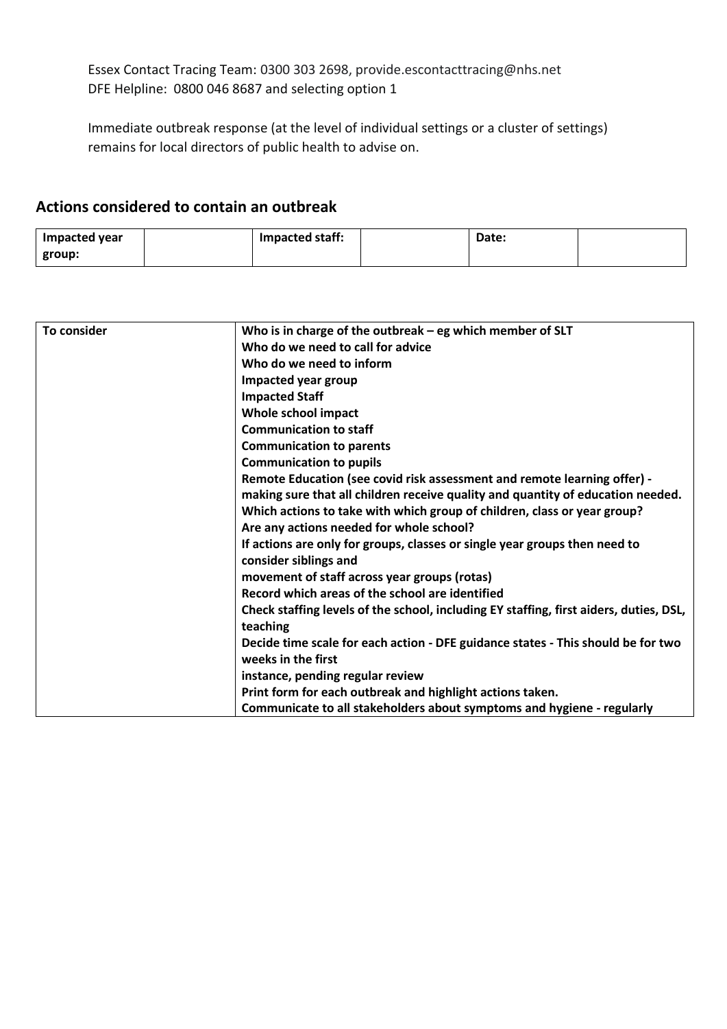Essex Contact Tracing Team: 0300 303 2698, provide.escontacttracing@nhs.net
DFE Helpline: 0800 046 8687 and selecting option 1

Immediate outbreak response (at the level of individual settings or a cluster of settings) remains for local directors of public health to advise on.

## Actions considered to contain an outbreak

| **Impacted year group:** | | **Impacted staff:** | | **Date:** | |
|---|---|---|---|---|---|

| **To consider** | **Who is in charge of the outbreak – eg which member of SLT**<br>**Who do we need to call for advice**<br>**Who do we need to inform**<br>**Impacted year group**<br>**Impacted Staff**<br>**Whole school impact**<br>**Communication to staff**<br>**Communication to parents**<br>**Communication to pupils**<br>**Remote Education (see covid risk assessment and remote learning offer) - making sure that all children receive quality and quantity of education needed.**<br>**Which actions to take with which group of children, class or year group?**<br>**Are any actions needed for whole school?**<br>**If actions are only for groups, classes or single year groups then need to consider siblings and**<br>**movement of staff across year groups (rotas)**<br>**Record which areas of the school are identified**<br>**Check staffing levels of the school, including EY staffing, first aiders, duties, DSL, teaching**<br>**Decide time scale for each action - DFE guidance states - This should be for two weeks in the first**<br>**instance, pending regular review**<br>**Print form for each outbreak and highlight actions taken.**<br>**Communicate to all stakeholders about symptoms and hygiene - regularly** |
|---|---|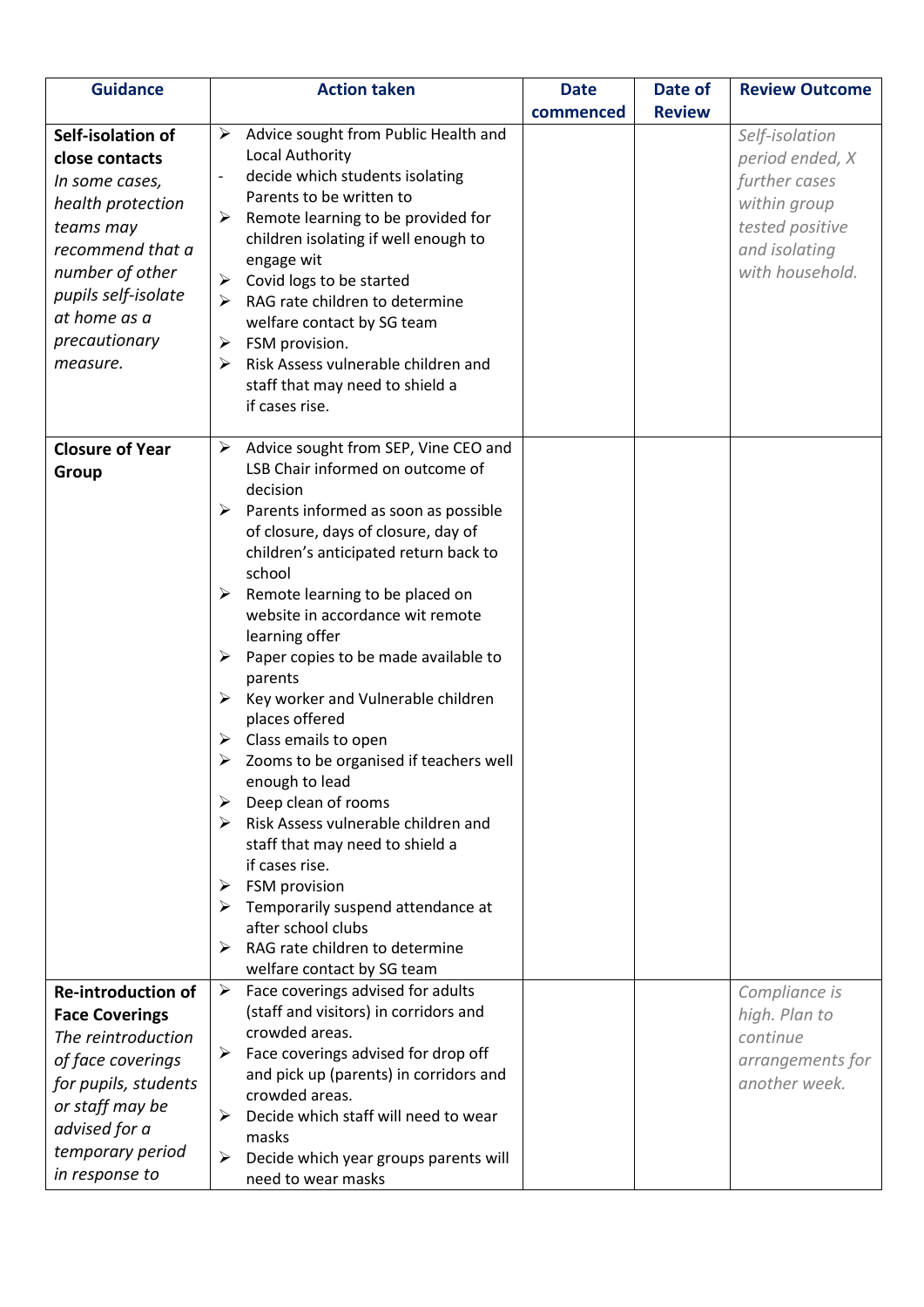| Guidance | Action taken | Date commenced | Date of Review | Review Outcome |
|---|---|---|---|---|
| **Self-isolation of close contacts** *In some cases, health protection teams may recommend that a number of other pupils self-isolate at home as a precautionary measure.* | ➢ Advice sought from Public Health and Local Authority<br>- decide which students isolating Parents to be written to<br>➢ Remote learning to be provided for children isolating if well enough to engage wit<br>➢ Covid logs to be started<br>➢ RAG rate children to determine welfare contact by SG team<br>➢ FSM provision.<br>➢ Risk Assess vulnerable children and staff that may need to shield a if cases rise. | | | *Self-isolation period ended, X further cases within group tested positive and isolating with household.* |
| **Closure of Year Group** | ➢ Advice sought from SEP, Vine CEO and LSB Chair informed on outcome of decision<br>➢ Parents informed as soon as possible of closure, days of closure, day of children's anticipated return back to school<br>➢ Remote learning to be placed on website in accordance wit remote learning offer<br>➢ Paper copies to be made available to parents<br>➢ Key worker and Vulnerable children places offered<br>➢ Class emails to open<br>➢ Zooms to be organised if teachers well enough to lead<br>➢ Deep clean of rooms<br>➢ Risk Assess vulnerable children and staff that may need to shield a if cases rise.<br>➢ FSM provision<br>➢ Temporarily suspend attendance at after school clubs<br>➢ RAG rate children to determine welfare contact by SG team | | | |
| **Re-introduction of Face Coverings** *The reintroduction of face coverings for pupils, students or staff may be advised for a temporary period in response to* | ➢ Face coverings advised for adults (staff and visitors) in corridors and crowded areas.<br>➢ Face coverings advised for drop off and pick up (parents) in corridors and crowded areas.<br>➢ Decide which staff will need to wear masks<br>➢ Decide which year groups parents will need to wear masks | | | *Compliance is high. Plan to continue arrangements for another week.* |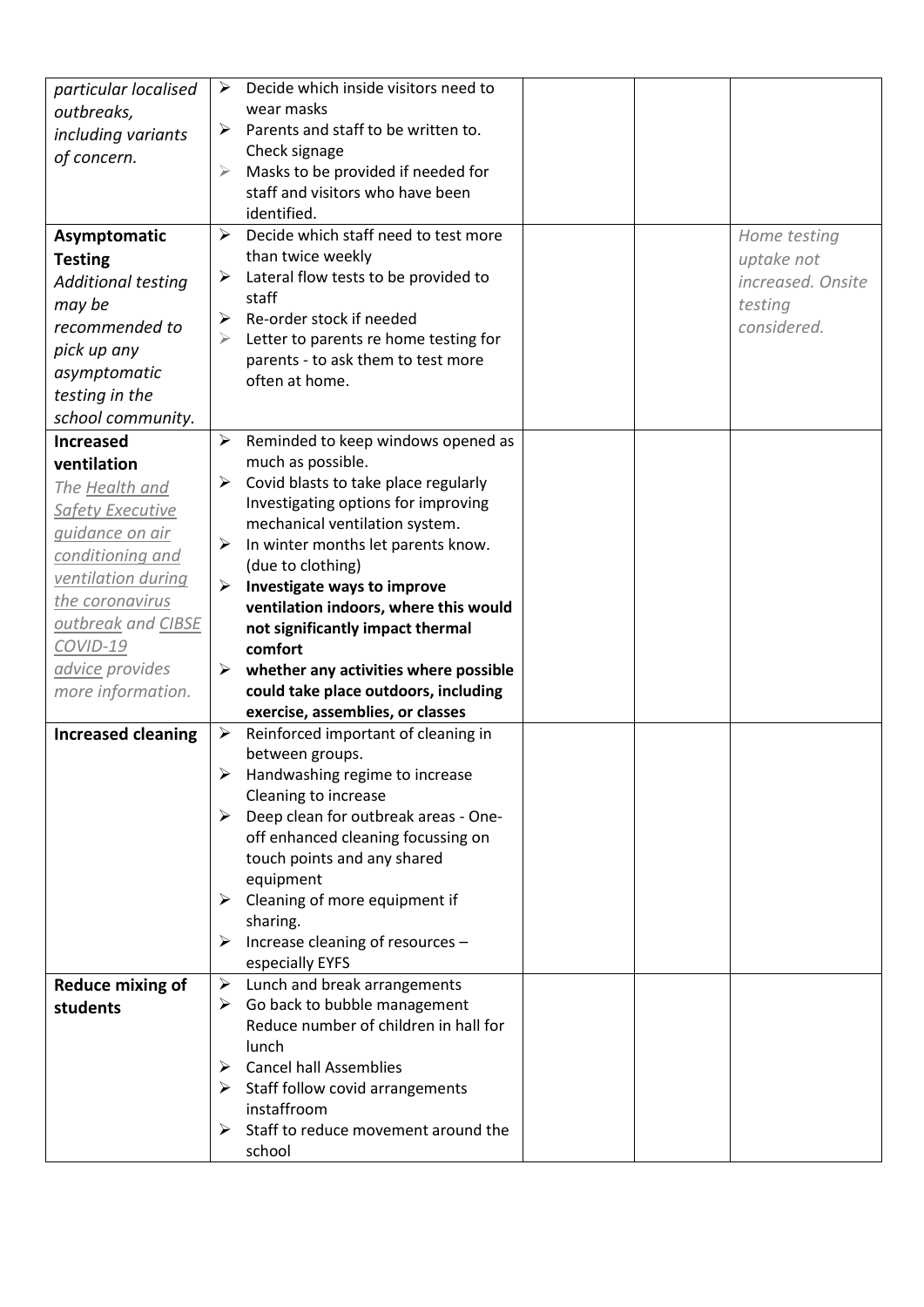| | | | | |
|---|---|---|---|---|
| *particular localised outbreaks, including variants of concern.* | ➢ Decide which inside visitors need to wear masks<br>➢ Parents and staff to be written to. Check signage<br>➢ Masks to be provided if needed for staff and visitors who have been identified. | | | |
| **Asymptomatic Testing**<br>*Additional testing may be recommended to pick up any asymptomatic testing in the school community.* | ➢ Decide which staff need to test more than twice weekly<br>➢ Lateral flow tests to be provided to staff<br>➢ Re-order stock if needed<br>➢ Letter to parents re home testing for parents - to ask them to test more often at home. | | | *Home testing uptake not increased. Onsite testing considered.* |
| **Increased ventilation**<br>*The Health and Safety Executive guidance on air conditioning and ventilation during the coronavirus outbreak and CIBSE COVID-19 advice provides more information.* | ➢ Reminded to keep windows opened as much as possible.<br>➢ Covid blasts to take place regularly Investigating options for improving mechanical ventilation system.<br>➢ In winter months let parents know. (due to clothing)<br>➢ **Investigate ways to improve ventilation indoors, where this would not significantly impact thermal comfort**<br>➢ **whether any activities where possible could take place outdoors, including exercise, assemblies, or classes** | | | |
| **Increased cleaning** | ➢ Reinforced important of cleaning in between groups.<br>➢ Handwashing regime to increase Cleaning to increase<br>➢ Deep clean for outbreak areas - One-off enhanced cleaning focussing on touch points and any shared equipment<br>➢ Cleaning of more equipment if sharing.<br>➢ Increase cleaning of resources – especially EYFS | | | |
| **Reduce mixing of students** | ➢ Lunch and break arrangements<br>➢ Go back to bubble management Reduce number of children in hall for lunch<br>➢ Cancel hall Assemblies<br>➢ Staff follow covid arrangements instaffroom<br>➢ Staff to reduce movement around the school | | | |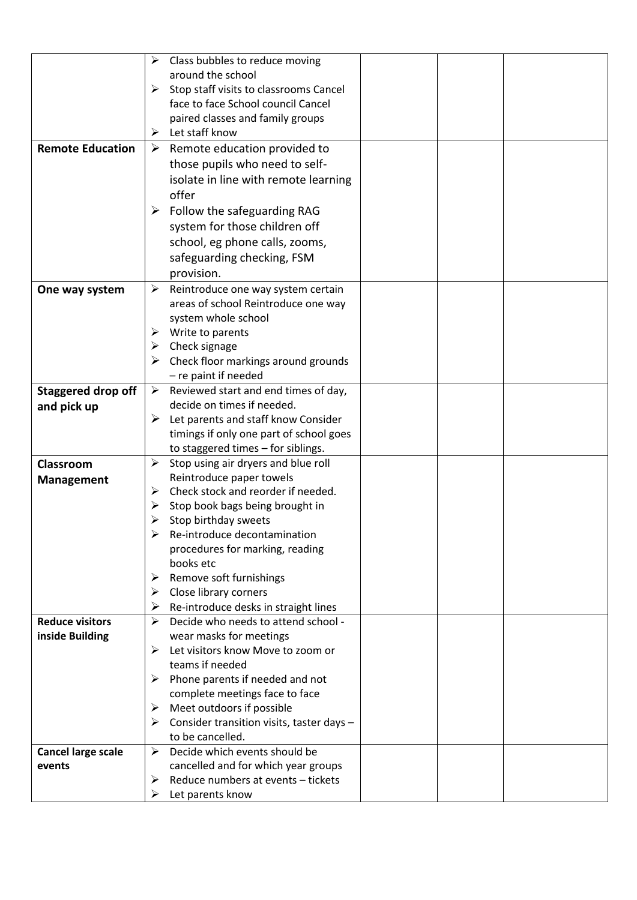| | | | | |
|---|---|---|---|---|
| | ➢ Class bubbles to reduce moving around the school<br>➢ Stop staff visits to classrooms Cancel face to face School council Cancel paired classes and family groups<br>➢ Let staff know | | | |
| **Remote Education** | ➢ Remote education provided to those pupils who need to self-isolate in line with remote learning offer<br>➢ Follow the safeguarding RAG system for those children off school, eg phone calls, zooms, safeguarding checking, FSM provision. | | | |
| **One way system** | ➢ Reintroduce one way system certain areas of school Reintroduce one way system whole school<br>➢ Write to parents<br>➢ Check signage<br>➢ Check floor markings around grounds – re paint if needed | | | |
| **Staggered drop off and pick up** | ➢ Reviewed start and end times of day, decide on times if needed.<br>➢ Let parents and staff know Consider timings if only one part of school goes to staggered times – for siblings. | | | |
| **Classroom Management** | ➢ Stop using air dryers and blue roll Reintroduce paper towels<br>➢ Check stock and reorder if needed.<br>➢ Stop book bags being brought in<br>➢ Stop birthday sweets<br>➢ Re-introduce decontamination procedures for marking, reading books etc<br>➢ Remove soft furnishings<br>➢ Close library corners<br>➢ Re-introduce desks in straight lines | | | |
| **Reduce visitors inside Building** | ➢ Decide who needs to attend school - wear masks for meetings<br>➢ Let visitors know Move to zoom or teams if needed<br>➢ Phone parents if needed and not complete meetings face to face<br>➢ Meet outdoors if possible<br>➢ Consider transition visits, taster days – to be cancelled. | | | |
| **Cancel large scale events** | ➢ Decide which events should be cancelled and for which year groups<br>➢ Reduce numbers at events – tickets<br>➢ Let parents know | | | |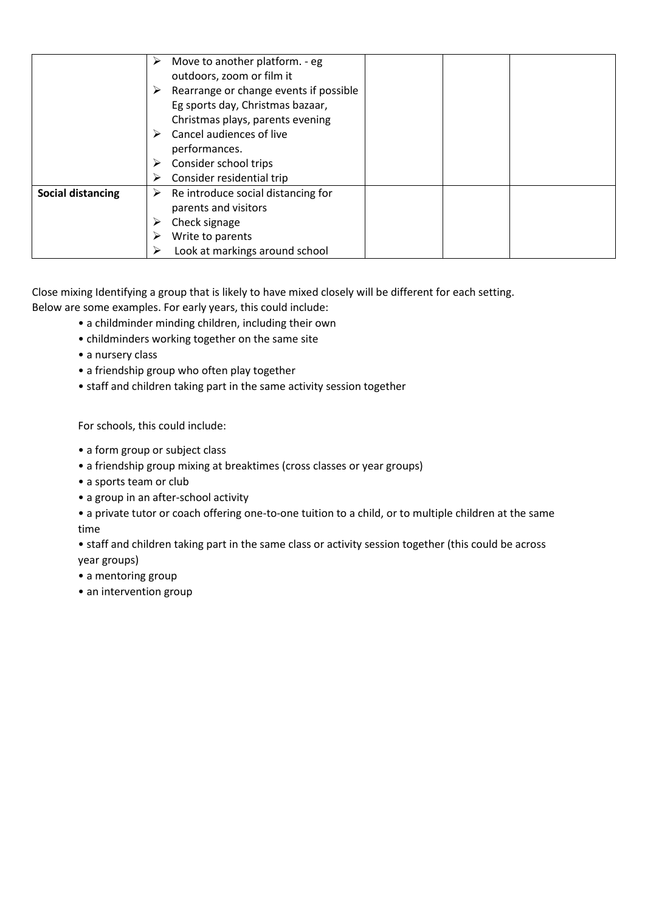| | | | | |
|---|---|---|---|---|
| | ➢ Move to another platform. - eg outdoors, zoom or film it<br>➢ Rearrange or change events if possible Eg sports day, Christmas bazaar, Christmas plays, parents evening<br>➢ Cancel audiences of live performances.<br>➢ Consider school trips<br>➢ Consider residential trip | | | |
| **Social distancing** | ➢ Re introduce social distancing for parents and visitors<br>➢ Check signage<br>➢ Write to parents<br>➢ Look at markings around school | | | |

Close mixing Identifying a group that is likely to have mixed closely will be different for each setting. Below are some examples. For early years, this could include:

- a childminder minding children, including their own
- childminders working together on the same site
- a nursery class
- a friendship group who often play together
- staff and children taking part in the same activity session together

For schools, this could include:

- a form group or subject class
- a friendship group mixing at breaktimes (cross classes or year groups)
- a sports team or club
- a group in an after-school activity
- a private tutor or coach offering one-to-one tuition to a child, or to multiple children at the same time
- staff and children taking part in the same class or activity session together (this could be across year groups)
- a mentoring group
- an intervention group